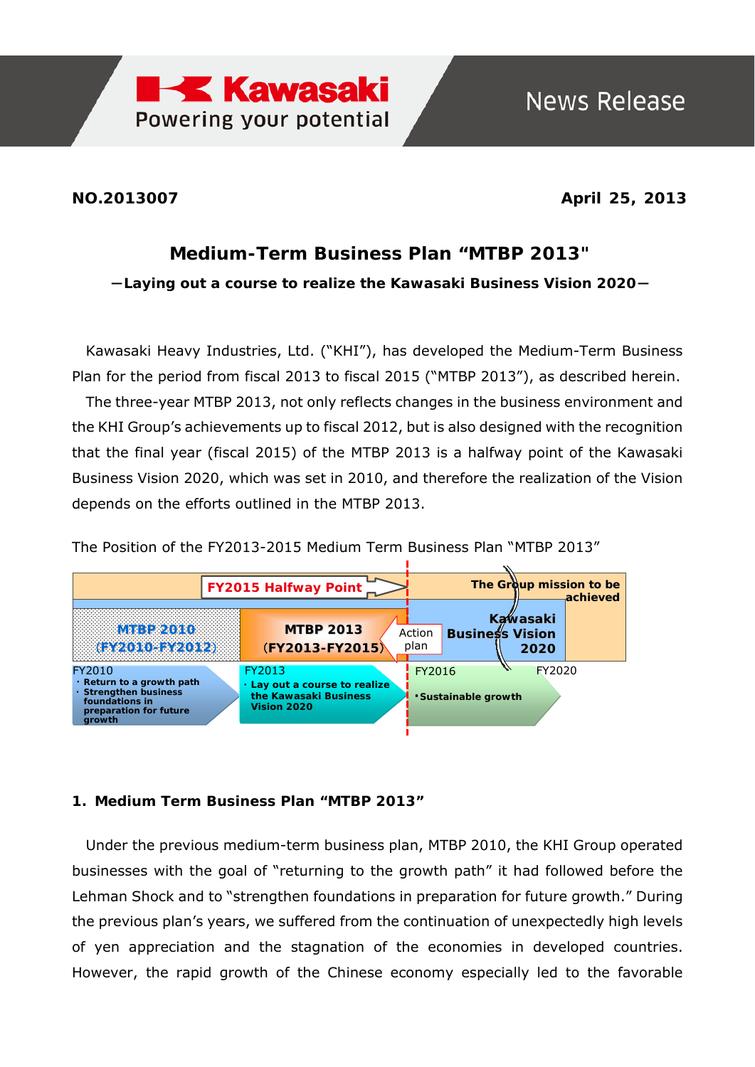NO.2013007

April 25, 2013

# Medium-Term Business Plan "MTBP 2013"

**−Laying out a course to realize the Kawasaki Business Vision 2020−**

Kawasaki Heavy Industries, Ltd. ("KHI"), has developed the Medium-Term Business Plan for the period from fiscal 2013 to fiscal 2015 ("MTBP 2013"), as described herein.

The three-year MTBP 2013, not only reflects changes in the business environment and the KHI Group's achievements up to fiscal 2012, but is also designed with the recognition that the final year (fiscal 2015) of the MTBP 2013 is a halfway point of the Kawasaki Business Vision 2020, which was set in 2010, and therefore the realization of the Vision depends on the efforts outlined in the MTBP 2013.

The Position of the FY2013-2015 Medium Term Business Plan "MTBP 2013"

FY2015 Halfway Point

The Group mission to be achieved

MTBP 2010 (FY2010-FY2012)

MTBP 2013 (FY2013-FY2015)

Action plan

Kawasaki Business Vision 2020

FY2010
- Return to a growth path
- Strengthen business foundations in preparation for future growth

FY2013
- Lay out a course to realize the Kawasaki Business Vision 2020

FY2016
- Sustainable growth

FY2020

## 1. Medium Term Business Plan "MTBP 2013"

Under the previous medium-term business plan, MTBP 2010, the KHI Group operated businesses with the goal of "returning to the growth path" it had followed before the Lehman Shock and to "strengthen foundations in preparation for future growth." During the previous plan's years, we suffered from the continuation of unexpectedly high levels of yen appreciation and the stagnation of the economies in developed countries. However, the rapid growth of the Chinese economy especially led to the favorable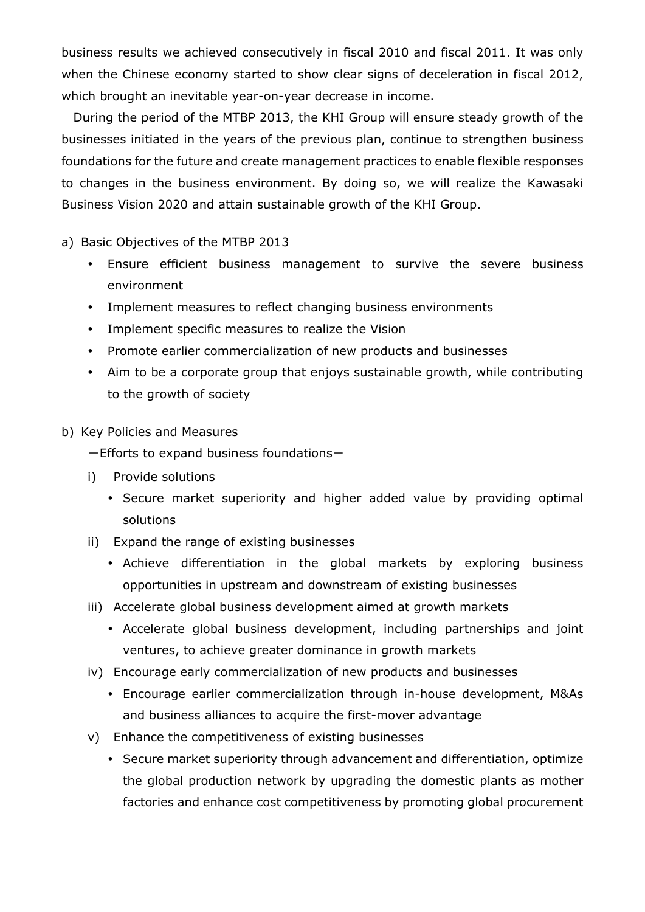business results we achieved consecutively in fiscal 2010 and fiscal 2011. It was only when the Chinese economy started to show clear signs of deceleration in fiscal 2012, which brought an inevitable year-on-year decrease in income.

During the period of the MTBP 2013, the KHI Group will ensure steady growth of the businesses initiated in the years of the previous plan, continue to strengthen business foundations for the future and create management practices to enable flexible responses to changes in the business environment. By doing so, we will realize the Kawasaki Business Vision 2020 and attain sustainable growth of the KHI Group.

a) Basic Objectives of the MTBP 2013

- Ensure efficient business management to survive the severe business environment
- Implement measures to reflect changing business environments
- Implement specific measures to realize the Vision
- Promote earlier commercialization of new products and businesses
- Aim to be a corporate group that enjoys sustainable growth, while contributing to the growth of society

b) Key Policies and Measures

－Efforts to expand business foundations－

i) Provide solutions
   - Secure market superiority and higher added value by providing optimal solutions

ii) Expand the range of existing businesses
   - Achieve differentiation in the global markets by exploring business opportunities in upstream and downstream of existing businesses

iii) Accelerate global business development aimed at growth markets
   - Accelerate global business development, including partnerships and joint ventures, to achieve greater dominance in growth markets

iv) Encourage early commercialization of new products and businesses
   - Encourage earlier commercialization through in-house development, M&As and business alliances to acquire the first-mover advantage

v) Enhance the competitiveness of existing businesses
   - Secure market superiority through advancement and differentiation, optimize the global production network by upgrading the domestic plants as mother factories and enhance cost competitiveness by promoting global procurement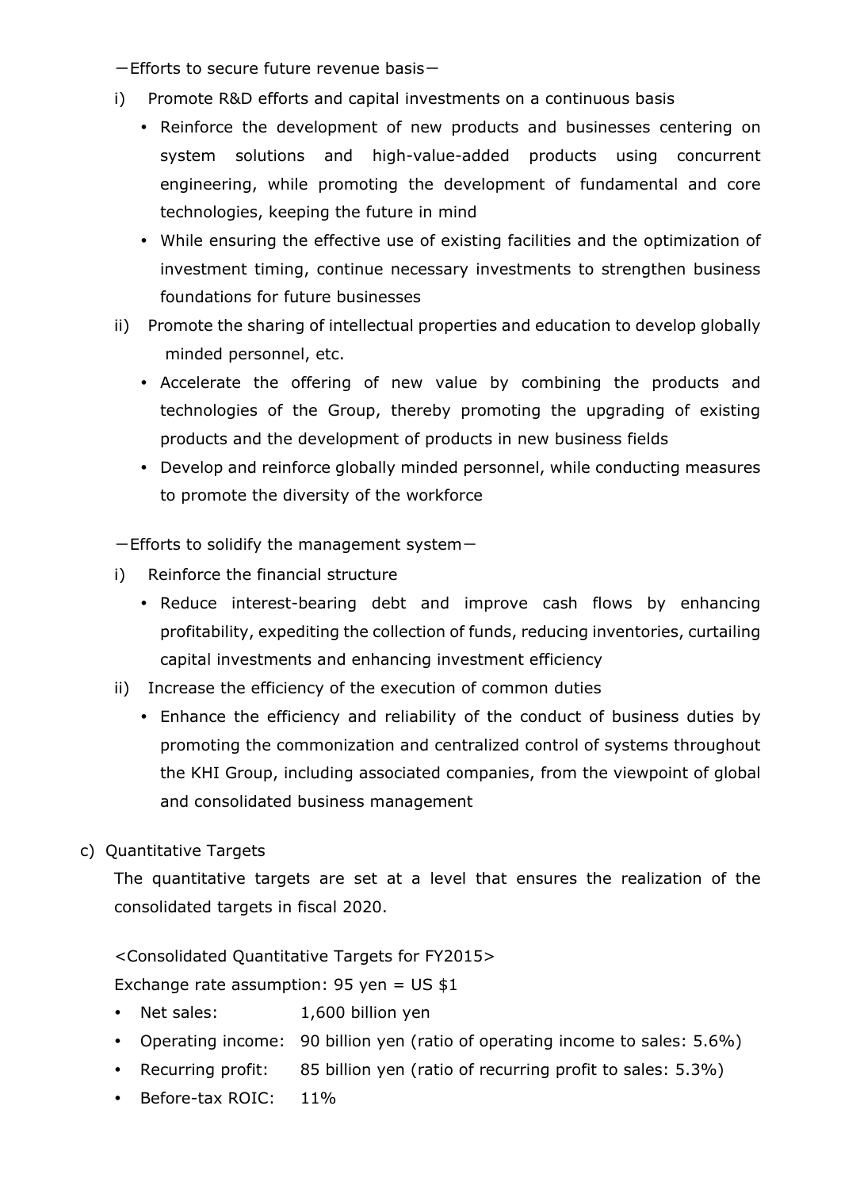－Efforts to secure future revenue basis－

i) Promote R&D efforts and capital investments on a continuous basis
   - Reinforce the development of new products and businesses centering on system solutions and high-value-added products using concurrent engineering, while promoting the development of fundamental and core technologies, keeping the future in mind
   - While ensuring the effective use of existing facilities and the optimization of investment timing, continue necessary investments to strengthen business foundations for future businesses

ii) Promote the sharing of intellectual properties and education to develop globally minded personnel, etc.
   - Accelerate the offering of new value by combining the products and technologies of the Group, thereby promoting the upgrading of existing products and the development of products in new business fields
   - Develop and reinforce globally minded personnel, while conducting measures to promote the diversity of the workforce

－Efforts to solidify the management system－

i) Reinforce the financial structure
   - Reduce interest-bearing debt and improve cash flows by enhancing profitability, expediting the collection of funds, reducing inventories, curtailing capital investments and enhancing investment efficiency

ii) Increase the efficiency of the execution of common duties
   - Enhance the efficiency and reliability of the conduct of business duties by promoting the commonization and centralized control of systems throughout the KHI Group, including associated companies, from the viewpoint of global and consolidated business management

c) Quantitative Targets

The quantitative targets are set at a level that ensures the realization of the consolidated targets in fiscal 2020.

<Consolidated Quantitative Targets for FY2015>

Exchange rate assumption: 95 yen = US $1

- Net sales: 1,600 billion yen
- Operating income: 90 billion yen (ratio of operating income to sales: 5.6%)
- Recurring profit: 85 billion yen (ratio of recurring profit to sales: 5.3%)
- Before-tax ROIC: 11%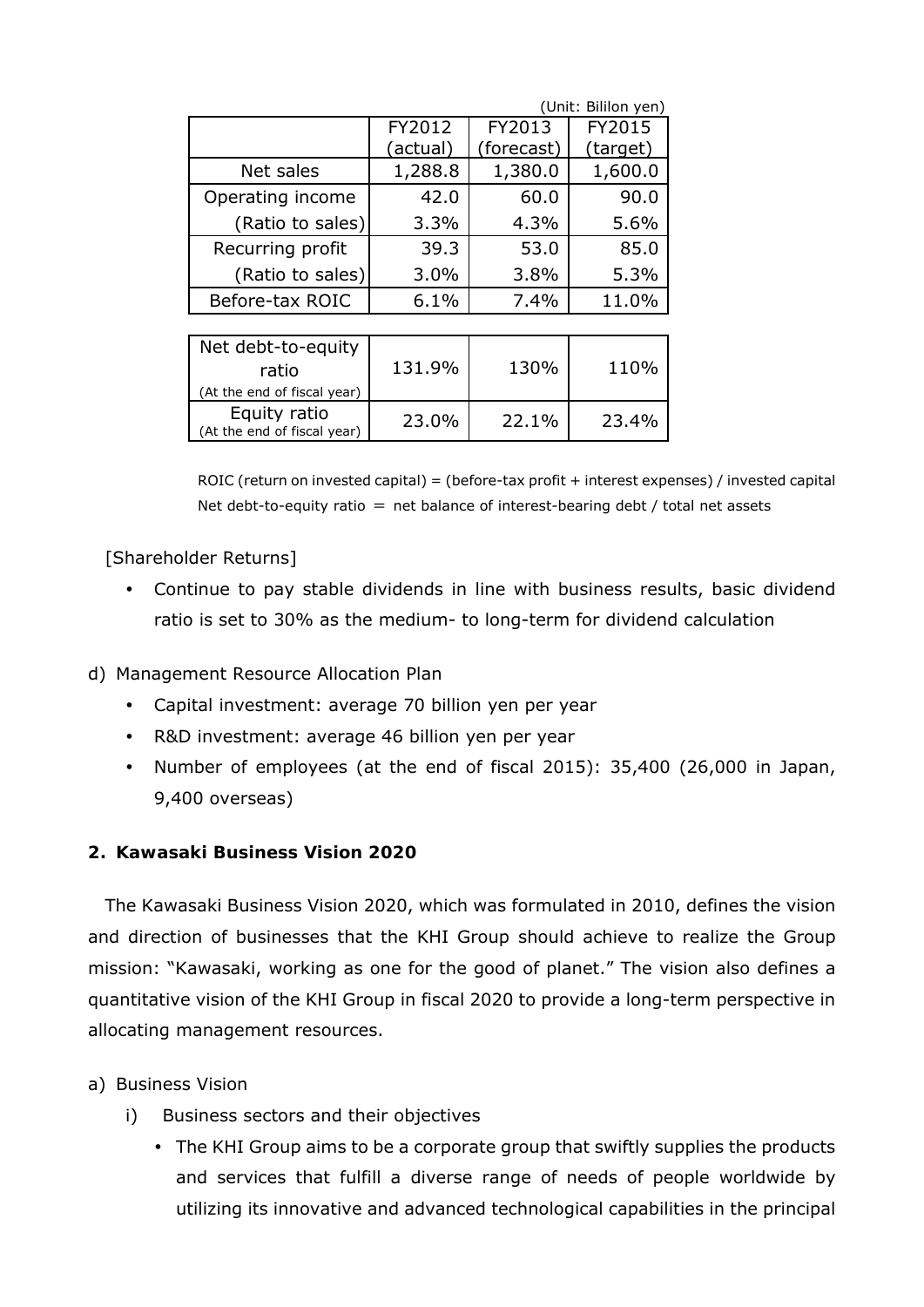(Unit: Bililon yen)

| | FY2012 (actual) | FY2013 (forecast) | FY2015 (target) |
|---|---|---|---|
| Net sales | 1,288.8 | 1,380.0 | 1,600.0 |
| Operating income | 42.0 | 60.0 | 90.0 |
| (Ratio to sales) | 3.3% | 4.3% | 5.6% |
| Recurring profit | 39.3 | 53.0 | 85.0 |
| (Ratio to sales) | 3.0% | 3.8% | 5.3% |
| Before-tax ROIC | 6.1% | 7.4% | 11.0% |

| | | | |
|---|---|---|---|
| Net debt-to-equity ratio (At the end of fiscal year) | 131.9% | 130% | 110% |
| Equity ratio (At the end of fiscal year) | 23.0% | 22.1% | 23.4% |

ROIC (return on invested capital) = (before-tax profit + interest expenses) / invested capital

Net debt-to-equity ratio = net balance of interest-bearing debt / total net assets

[Shareholder Returns]

- Continue to pay stable dividends in line with business results, basic dividend ratio is set to 30% as the medium- to long-term for dividend calculation

d) Management Resource Allocation Plan

- Capital investment: average 70 billion yen per year
- R&D investment: average 46 billion yen per year
- Number of employees (at the end of fiscal 2015): 35,400 (26,000 in Japan, 9,400 overseas)

## 2. Kawasaki Business Vision 2020

The Kawasaki Business Vision 2020, which was formulated in 2010, defines the vision and direction of businesses that the KHI Group should achieve to realize the Group mission: "Kawasaki, working as one for the good of planet." The vision also defines a quantitative vision of the KHI Group in fiscal 2020 to provide a long-term perspective in allocating management resources.

a) Business Vision

i) Business sectors and their objectives

- The KHI Group aims to be a corporate group that swiftly supplies the products and services that fulfill a diverse range of needs of people worldwide by utilizing its innovative and advanced technological capabilities in the principal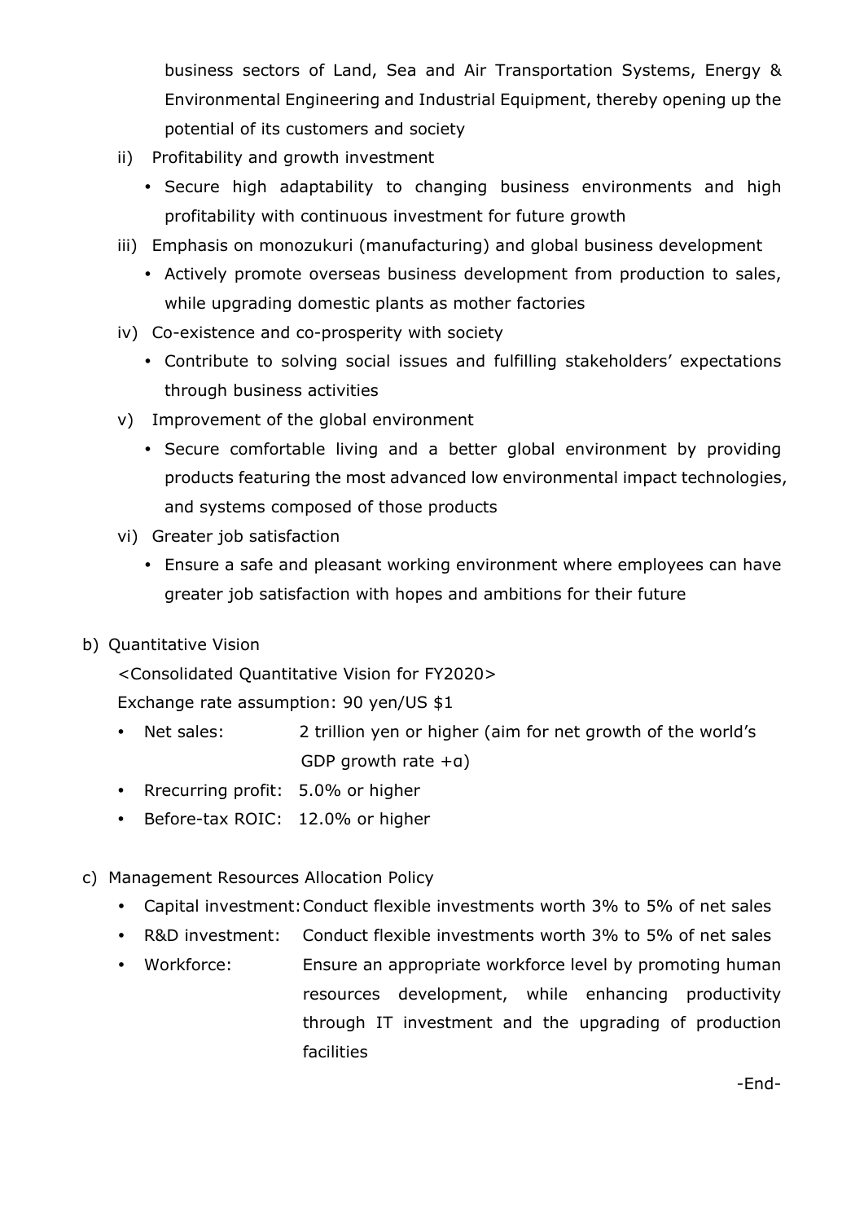business sectors of Land, Sea and Air Transportation Systems, Energy & Environmental Engineering and Industrial Equipment, thereby opening up the potential of its customers and society

ii) Profitability and growth investment
   - Secure high adaptability to changing business environments and high profitability with continuous investment for future growth

iii) Emphasis on monozukuri (manufacturing) and global business development
   - Actively promote overseas business development from production to sales, while upgrading domestic plants as mother factories

iv) Co-existence and co-prosperity with society
   - Contribute to solving social issues and fulfilling stakeholders' expectations through business activities

v) Improvement of the global environment
   - Secure comfortable living and a better global environment by providing products featuring the most advanced low environmental impact technologies, and systems composed of those products

vi) Greater job satisfaction
   - Ensure a safe and pleasant working environment where employees can have greater job satisfaction with hopes and ambitions for their future

b) Quantitative Vision

<Consolidated Quantitative Vision for FY2020>

Exchange rate assumption: 90 yen/US $1

- Net sales: 2 trillion yen or higher (aim for net growth of the world's GDP growth rate +α)
- Rrecurring profit: 5.0% or higher
- Before-tax ROIC: 12.0% or higher

c) Management Resources Allocation Policy

- Capital investment: Conduct flexible investments worth 3% to 5% of net sales
- R&D investment: Conduct flexible investments worth 3% to 5% of net sales
- Workforce: Ensure an appropriate workforce level by promoting human resources development, while enhancing productivity through IT investment and the upgrading of production facilities

-End-